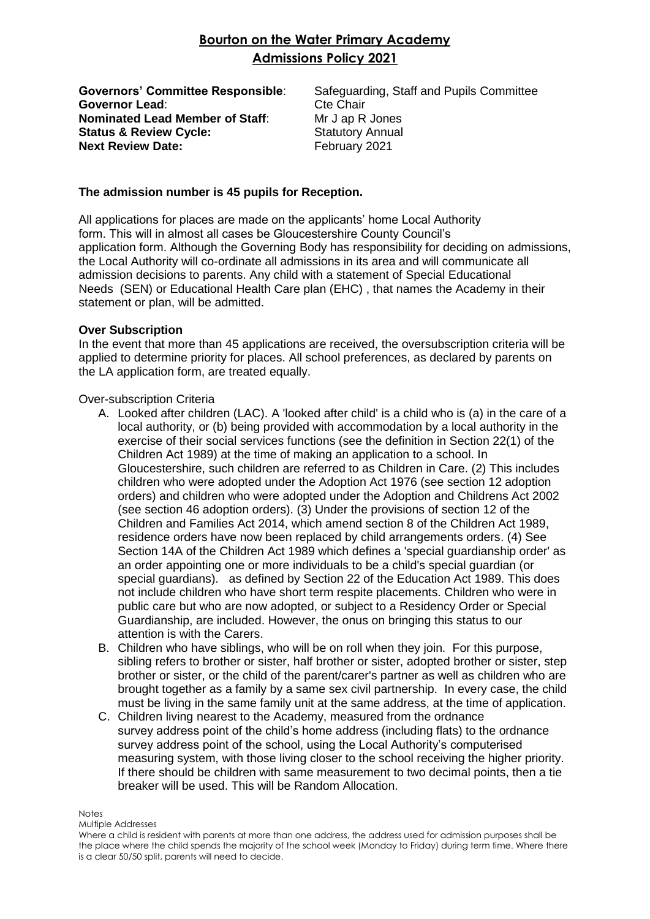# Bourton on the Water Primary Academy

## Admissions Policy 2021

**Governors' Committee Responsible**: Safeguarding, Staff and Pupils Committee
**Governor Lead**: Cte Chair
**Nominated Lead Member of Staff**: Mr J ap R Jones
**Status & Review Cycle:** Statutory Annual
**Next Review Date:** February 2021

**The admission number is 45 pupils for Reception.**

All applications for places are made on the applicants' home Local Authority form. This will in almost all cases be Gloucestershire County Council's application form. Although the Governing Body has responsibility for deciding on admissions, the Local Authority will co-ordinate all admissions in its area and will communicate all admission decisions to parents. Any child with a statement of Special Educational Needs (SEN) or Educational Health Care plan (EHC) , that names the Academy in their statement or plan, will be admitted.

**Over Subscription**

In the event that more than 45 applications are received, the oversubscription criteria will be applied to determine priority for places. All school preferences, as declared by parents on the LA application form, are treated equally.

Over-subscription Criteria

A. Looked after children (LAC). A 'looked after child' is a child who is (a) in the care of a local authority, or (b) being provided with accommodation by a local authority in the exercise of their social services functions (see the definition in Section 22(1) of the Children Act 1989) at the time of making an application to a school. In Gloucestershire, such children are referred to as Children in Care. (2) This includes children who were adopted under the Adoption Act 1976 (see section 12 adoption orders) and children who were adopted under the Adoption and Childrens Act 2002 (see section 46 adoption orders). (3) Under the provisions of section 12 of the Children and Families Act 2014, which amend section 8 of the Children Act 1989, residence orders have now been replaced by child arrangements orders. (4) See Section 14A of the Children Act 1989 which defines a 'special guardianship order' as an order appointing one or more individuals to be a child's special guardian (or special guardians). as defined by Section 22 of the Education Act 1989. This does not include children who have short term respite placements. Children who were in public care but who are now adopted, or subject to a Residency Order or Special Guardianship, are included. However, the onus on bringing this status to our attention is with the Carers.

B. Children who have siblings, who will be on roll when they join. For this purpose, sibling refers to brother or sister, half brother or sister, adopted brother or sister, step brother or sister, or the child of the parent/carer's partner as well as children who are brought together as a family by a same sex civil partnership. In every case, the child must be living in the same family unit at the same address, at the time of application.

C. Children living nearest to the Academy, measured from the ordnance survey address point of the child's home address (including flats) to the ordnance survey address point of the school, using the Local Authority's computerised measuring system, with those living closer to the school receiving the higher priority. If there should be children with same measurement to two decimal points, then a tie breaker will be used. This will be Random Allocation.

Notes

Multiple Addresses

Where a child is resident with parents at more than one address, the address used for admission purposes shall be the place where the child spends the majority of the school week (Monday to Friday) during term time. Where there is a clear 50/50 split, parents will need to decide.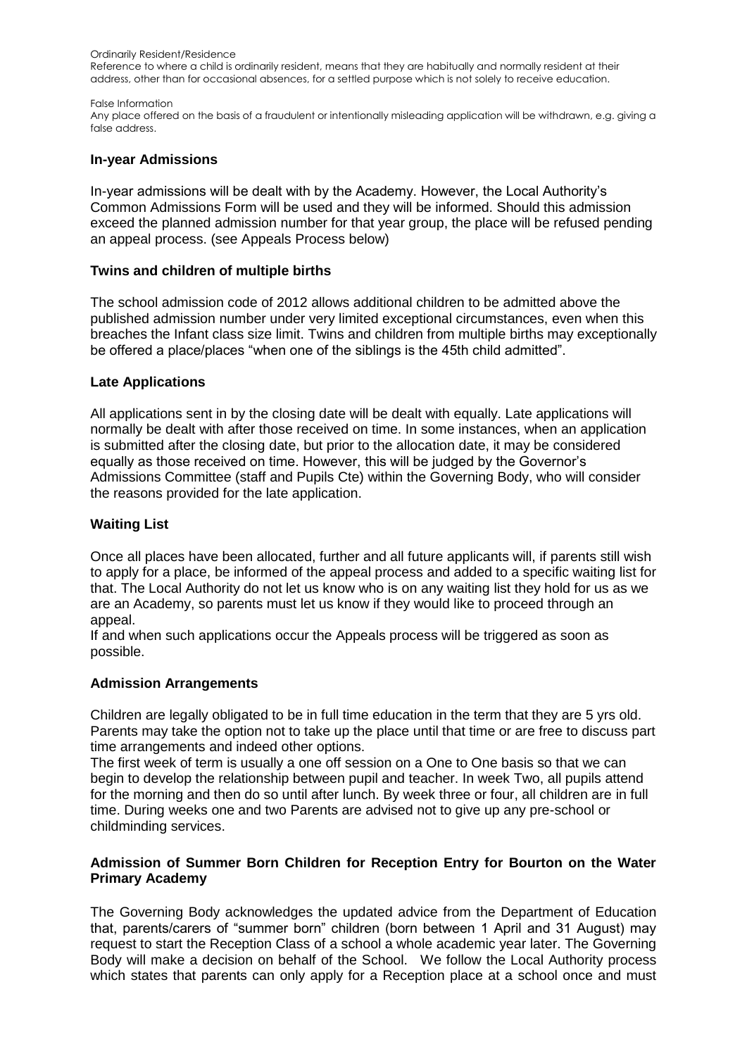Ordinarily Resident/Residence

Reference to where a child is ordinarily resident, means that they are habitually and normally resident at their address, other than for occasional absences, for a settled purpose which is not solely to receive education.

False Information

Any place offered on the basis of a fraudulent or intentionally misleading application will be withdrawn, e.g. giving a false address.

## In-year Admissions

In-year admissions will be dealt with by the Academy. However, the Local Authority's Common Admissions Form will be used and they will be informed. Should this admission exceed the planned admission number for that year group, the place will be refused pending an appeal process. (see Appeals Process below)

## Twins and children of multiple births

The school admission code of 2012 allows additional children to be admitted above the published admission number under very limited exceptional circumstances, even when this breaches the Infant class size limit. Twins and children from multiple births may exceptionally be offered a place/places "when one of the siblings is the 45th child admitted".

## Late Applications

All applications sent in by the closing date will be dealt with equally. Late applications will normally be dealt with after those received on time. In some instances, when an application is submitted after the closing date, but prior to the allocation date, it may be considered equally as those received on time. However, this will be judged by the Governor's Admissions Committee (staff and Pupils Cte) within the Governing Body, who will consider the reasons provided for the late application.

## Waiting List

Once all places have been allocated, further and all future applicants will, if parents still wish to apply for a place, be informed of the appeal process and added to a specific waiting list for that. The Local Authority do not let us know who is on any waiting list they hold for us as we are an Academy, so parents must let us know if they would like to proceed through an appeal.

If and when such applications occur the Appeals process will be triggered as soon as possible.

## Admission Arrangements

Children are legally obligated to be in full time education in the term that they are 5 yrs old. Parents may take the option not to take up the place until that time or are free to discuss part time arrangements and indeed other options.

The first week of term is usually a one off session on a One to One basis so that we can begin to develop the relationship between pupil and teacher. In week Two, all pupils attend for the morning and then do so until after lunch. By week three or four, all children are in full time. During weeks one and two Parents are advised not to give up any pre-school or childminding services.

## Admission of Summer Born Children for Reception Entry for Bourton on the Water Primary Academy

The Governing Body acknowledges the updated advice from the Department of Education that, parents/carers of "summer born" children (born between 1 April and 31 August) may request to start the Reception Class of a school a whole academic year later. The Governing Body will make a decision on behalf of the School. We follow the Local Authority process which states that parents can only apply for a Reception place at a school once and must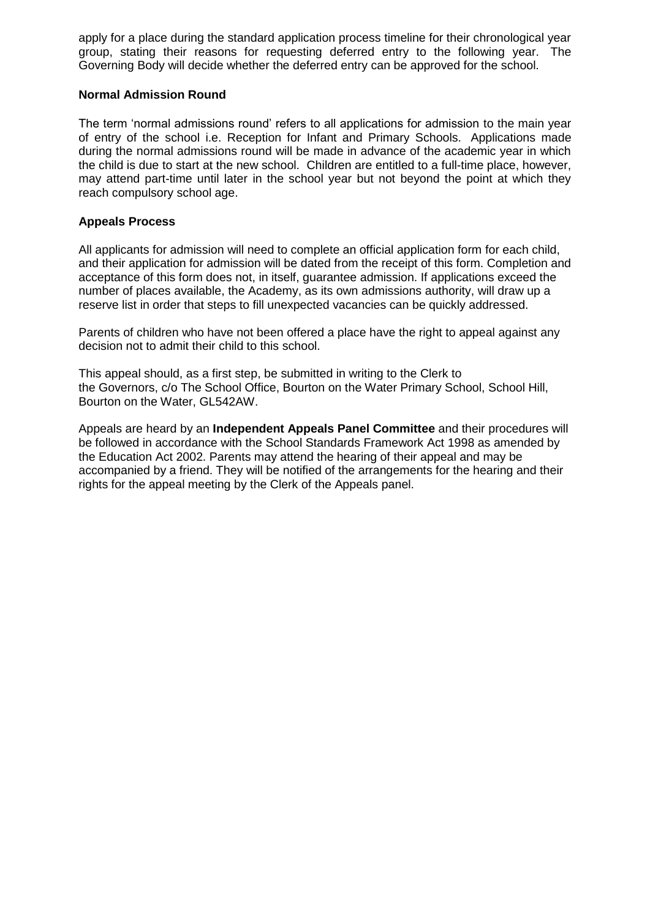apply for a place during the standard application process timeline for their chronological year group, stating their reasons for requesting deferred entry to the following year. The Governing Body will decide whether the deferred entry can be approved for the school.

**Normal Admission Round**

The term 'normal admissions round' refers to all applications for admission to the main year of entry of the school i.e. Reception for Infant and Primary Schools. Applications made during the normal admissions round will be made in advance of the academic year in which the child is due to start at the new school. Children are entitled to a full-time place, however, may attend part-time until later in the school year but not beyond the point at which they reach compulsory school age.

**Appeals Process**

All applicants for admission will need to complete an official application form for each child, and their application for admission will be dated from the receipt of this form. Completion and acceptance of this form does not, in itself, guarantee admission. If applications exceed the number of places available, the Academy, as its own admissions authority, will draw up a reserve list in order that steps to fill unexpected vacancies can be quickly addressed.

Parents of children who have not been offered a place have the right to appeal against any decision not to admit their child to this school.

This appeal should, as a first step, be submitted in writing to the Clerk to the Governors, c/o The School Office, Bourton on the Water Primary School, School Hill, Bourton on the Water, GL542AW.

Appeals are heard by an **Independent Appeals Panel Committee** and their procedures will be followed in accordance with the School Standards Framework Act 1998 as amended by the Education Act 2002. Parents may attend the hearing of their appeal and may be accompanied by a friend. They will be notified of the arrangements for the hearing and their rights for the appeal meeting by the Clerk of the Appeals panel.